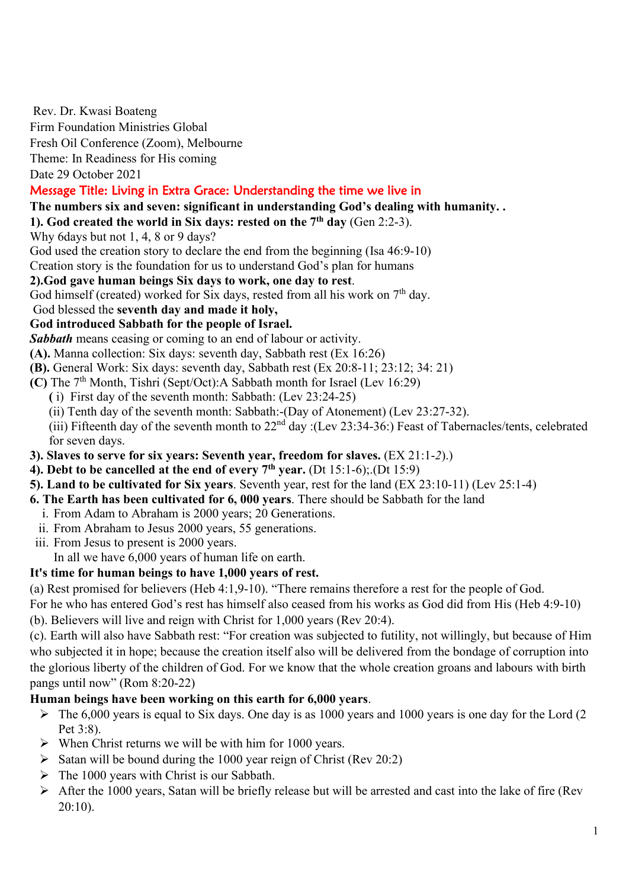Rev. Dr. Kwasi Boateng
Firm Foundation Ministries Global
Fresh Oil Conference (Zoom), Melbourne
Theme: In Readiness for His coming
Date 29 October 2021

## Message Title: Living in Extra Grace: Understanding the time we live in

**The numbers six and seven: significant in understanding God's dealing with humanity. .**

**1). God created the world in Six days: rested on the 7th day** (Gen 2:2-3).
Why 6days but not 1, 4, 8 or 9 days?
God used the creation story to declare the end from the beginning (Isa 46:9-10)
Creation story is the foundation for us to understand God's plan for humans

**2).God gave human beings Six days to work, one day to rest**.
God himself (created) worked for Six days, rested from all his work on 7th day.
God blessed the **seventh day and made it holy,**
**God introduced Sabbath for the people of Israel.**
***Sabbath*** means ceasing or coming to an end of labour or activity.
**(A).** Manna collection: Six days: seventh day, Sabbath rest (Ex 16:26)
**(B).** General Work: Six days: seventh day, Sabbath rest (Ex 20:8-11; 23:12; 34: 21)
**(C)** The 7th Month, Tishri (Sept/Oct):A Sabbath month for Israel (Lev 16:29)

- **(** i) First day of the seventh month: Sabbath: (Lev 23:24-25)
- (ii) Tenth day of the seventh month: Sabbath:-(Day of Atonement) (Lev 23:27-32).
- (iii) Fifteenth day of the seventh month to 22nd day :(Lev 23:34-36:) Feast of Tabernacles/tents, celebrated for seven days.

**3). Slaves to serve for six years: Seventh year, freedom for slaves.** (EX 21:1-*2*).)
**4). Debt to be cancelled at the end of every 7th year.** (Dt 15:1-6);.(Dt 15:9)
**5). Land to be cultivated for Six years**. Seventh year, rest for the land (EX 23:10-11) (Lev 25:1-4)
**6. The Earth has been cultivated for 6, 000 years**. There should be Sabbath for the land

i. From Adam to Abraham is 2000 years; 20 Generations.
ii. From Abraham to Jesus 2000 years, 55 generations.
iii. From Jesus to present is 2000 years.
In all we have 6,000 years of human life on earth.

**It's time for human beings to have 1,000 years of rest.**
(a) Rest promised for believers (Heb 4:1,9-10). "There remains therefore a rest for the people of God.
For he who has entered God's rest has himself also ceased from his works as God did from His (Heb 4:9-10)
(b). Believers will live and reign with Christ for 1,000 years (Rev 20:4).
(c). Earth will also have Sabbath rest: "For creation was subjected to futility, not willingly, but because of Him who subjected it in hope; because the creation itself also will be delivered from the bondage of corruption into the glorious liberty of the children of God. For we know that the whole creation groans and labours with birth pangs until now" (Rom 8:20-22)

**Human beings have been working on this earth for 6,000 years**.

- The 6,000 years is equal to Six days. One day is as 1000 years and 1000 years is one day for the Lord (2 Pet 3:8).
- When Christ returns we will be with him for 1000 years.
- Satan will be bound during the 1000 year reign of Christ (Rev 20:2)
- The 1000 years with Christ is our Sabbath.
- After the 1000 years, Satan will be briefly release but will be arrested and cast into the lake of fire (Rev 20:10).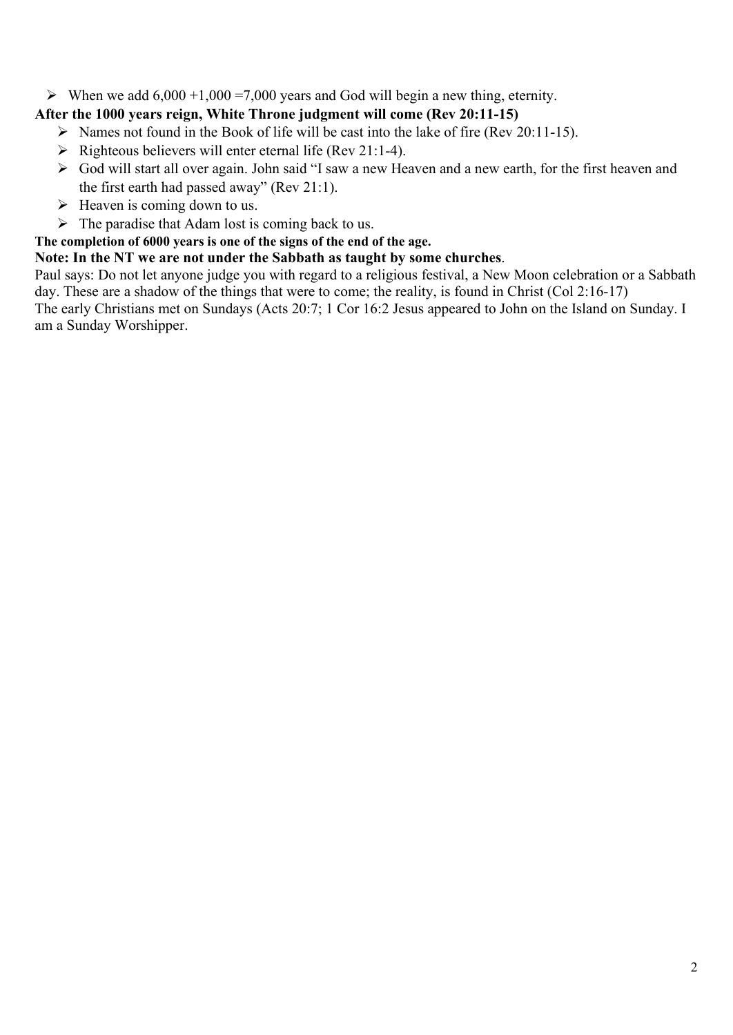- When we add 6,000 +1,000 =7,000 years and God will begin a new thing, eternity.

**After the 1000 years reign, White Throne judgment will come (Rev 20:11-15)**

- Names not found in the Book of life will be cast into the lake of fire (Rev 20:11-15).
- Righteous believers will enter eternal life (Rev 21:1-4).
- God will start all over again. John said "I saw a new Heaven and a new earth, for the first heaven and the first earth had passed away" (Rev 21:1).
- Heaven is coming down to us.
- The paradise that Adam lost is coming back to us.

**The completion of 6000 years is one of the signs of the end of the age.**

**Note: In the NT we are not under the Sabbath as taught by some churches**.

Paul says: Do not let anyone judge you with regard to a religious festival, a New Moon celebration or a Sabbath day. These are a shadow of the things that were to come; the reality, is found in Christ (Col 2:16-17)

The early Christians met on Sundays (Acts 20:7; 1 Cor 16:2 Jesus appeared to John on the Island on Sunday. I am a Sunday Worshipper.